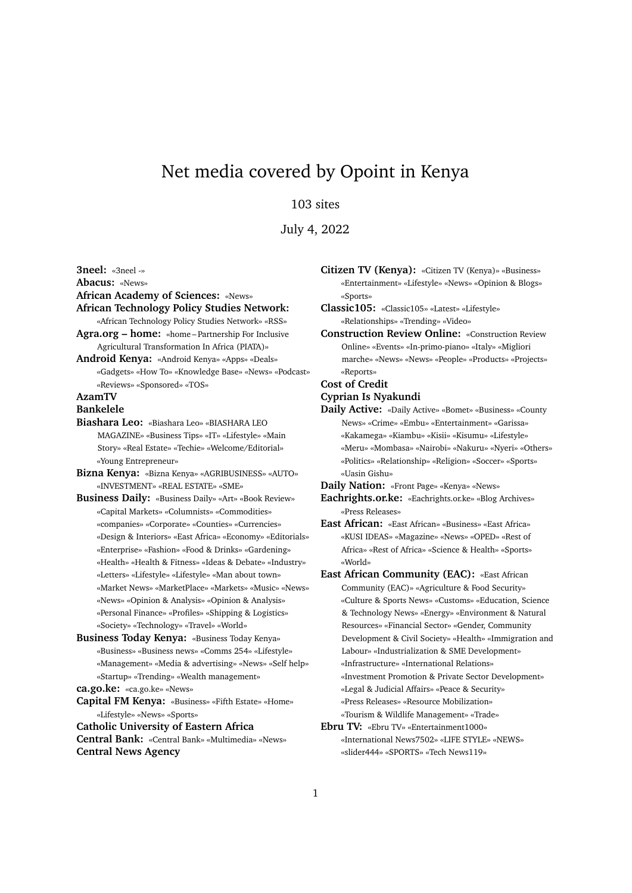# Net media covered by Opoint in Kenya

103 sites

July 4, 2022

**3neel:** «3neel -»
**Abacus:** «News»
**African Academy of Sciences:** «News»
**African Technology Policy Studies Network:** «African Technology Policy Studies Network» «RSS»
**Agra.org – home:** «home – Partnership For Inclusive Agricultural Transformation In Africa (PIATA)»
**Android Kenya:** «Android Kenya» «Apps» «Deals» «Gadgets» «How To» «Knowledge Base» «News» «Podcast» «Reviews» «Sponsored» «TOS»
**AzamTV**
**Bankelele**
**Biashara Leo:** «Biashara Leo» «BIASHARA LEO MAGAZINE» «Business Tips» «IT» «Lifestyle» «Main Story» «Real Estate» «Techie» «Welcome/Editorial» «Young Entrepreneur»
**Bizna Kenya:** «Bizna Kenya» «AGRIBUSINESS» «AUTO» «INVESTMENT» «REAL ESTATE» «SME»
**Business Daily:** «Business Daily» «Art» «Book Review» «Capital Markets» «Columnists» «Commodities» «companies» «Corporate» «Counties» «Currencies» «Design & Interiors» «East Africa» «Economy» «Editorials» «Enterprise» «Fashion» «Food & Drinks» «Gardening» «Health» «Health & Fitness» «Ideas & Debate» «Industry» «Letters» «Lifestyle» «Lifestyle» «Man about town» «Market News» «MarketPlace» «Markets» «Music» «News» «News» «Opinion & Analysis» «Opinion & Analysis» «Personal Finance» «Profiles» «Shipping & Logistics» «Society» «Technology» «Travel» «World»
**Business Today Kenya:** «Business Today Kenya» «Business» «Business news» «Comms 254» «Lifestyle» «Management» «Media & advertising» «News» «Self help» «Startup» «Trending» «Wealth management»
**ca.go.ke:** «ca.go.ke» «News»
**Capital FM Kenya:** «Business» «Fifth Estate» «Home» «Lifestyle» «News» «Sports»
**Catholic University of Eastern Africa**
**Central Bank:** «Central Bank» «Multimedia» «News»
**Central News Agency**
**Citizen TV (Kenya):** «Citizen TV (Kenya)» «Business» «Entertainment» «Lifestyle» «News» «Opinion & Blogs» «Sports»
**Classic105:** «Classic105» «Latest» «Lifestyle» «Relationships» «Trending» «Video»
**Construction Review Online:** «Construction Review Online» «Events» «In-primo-piano» «Italy» «Migliori marche» «News» «News» «People» «Products» «Projects» «Reports»
**Cost of Credit**
**Cyprian Is Nyakundi**
**Daily Active:** «Daily Active» «Bomet» «Business» «County News» «Crime» «Embu» «Entertainment» «Garissa» «Kakamega» «Kiambu» «Kisii» «Kisumu» «Lifestyle» «Meru» «Mombasa» «Nairobi» «Nakuru» «Nyeri» «Others» «Politics» «Relationship» «Religion» «Soccer» «Sports» «Uasin Gishu»
**Daily Nation:** «Front Page» «Kenya» «News»
**Eachrights.or.ke:** «Eachrights.or.ke» «Blog Archives» «Press Releases»
**East African:** «East African» «Business» «East Africa» «KUSI IDEAS» «Magazine» «News» «OPED» «Rest of Africa» «Rest of Africa» «Science & Health» «Sports» «World»
**East African Community (EAC):** «East African Community (EAC)» «Agriculture & Food Security» «Culture & Sports News» «Customs» «Education, Science & Technology News» «Energy» «Environment & Natural Resources» «Financial Sector» «Gender, Community Development & Civil Society» «Health» «Immigration and Labour» «Industrialization & SME Development» «Infrastructure» «International Relations» «Investment Promotion & Private Sector Development» «Legal & Judicial Affairs» «Peace & Security» «Press Releases» «Resource Mobilization» «Tourism & Wildlife Management» «Trade»
**Ebru TV:** «Ebru TV» «Entertainment1000» «International News7502» «LIFE STYLE» «NEWS» «slider444» «SPORTS» «Tech News119»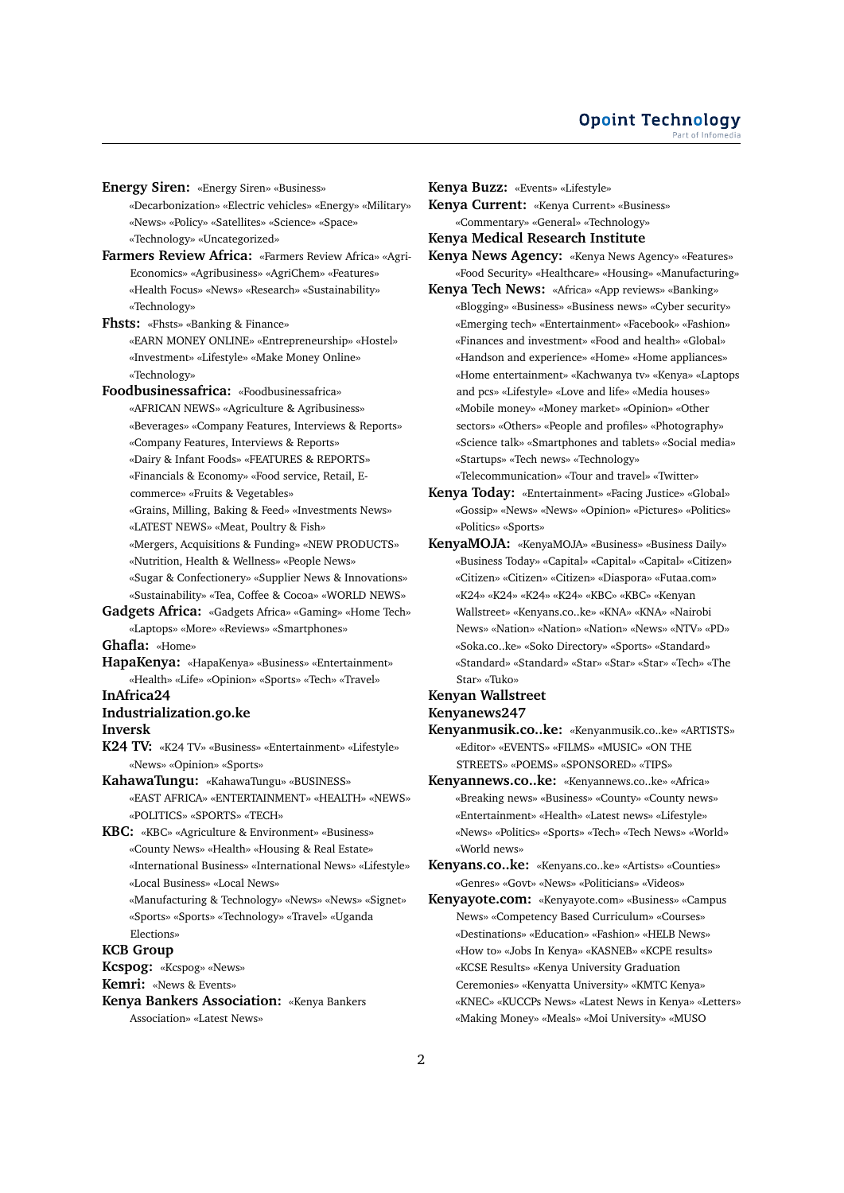**Energy Siren:** «Energy Siren» «Business» «Decarbonization» «Electric vehicles» «Energy» «Military» «News» «Policy» «Satellites» «Science» «Space» «Technology» «Uncategorized»

**Farmers Review Africa:** «Farmers Review Africa» «Agri-Economics» «Agribusiness» «AgriChem» «Features» «Health Focus» «News» «Research» «Sustainability» «Technology»

**Fhsts:** «Fhsts» «Banking & Finance» «EARN MONEY ONLINE» «Entrepreneurship» «Hostel» «Investment» «Lifestyle» «Make Money Online» «Technology»

**Foodbusinessafrica:** «Foodbusinessafrica» «AFRICAN NEWS» «Agriculture & Agribusiness» «Beverages» «Company Features, Interviews & Reports» «Company Features, Interviews & Reports» «Dairy & Infant Foods» «FEATURES & REPORTS» «Financials & Economy» «Food service, Retail, E-commerce» «Fruits & Vegetables» «Grains, Milling, Baking & Feed» «Investments News» «LATEST NEWS» «Meat, Poultry & Fish» «Mergers, Acquisitions & Funding» «NEW PRODUCTS» «Nutrition, Health & Wellness» «People News» «Sugar & Confectionery» «Supplier News & Innovations» «Sustainability» «Tea, Coffee & Cocoa» «WORLD NEWS»

**Gadgets Africa:** «Gadgets Africa» «Gaming» «Home Tech» «Laptops» «More» «Reviews» «Smartphones»

**Ghafla:** «Home»

**HapaKenya:** «HapaKenya» «Business» «Entertainment» «Health» «Life» «Opinion» «Sports» «Tech» «Travel»

**InAfrica24**

**Industrialization.go.ke**

**Inversk**

**K24 TV:** «K24 TV» «Business» «Entertainment» «Lifestyle» «News» «Opinion» «Sports»

**KahawaTungu:** «KahawaTungu» «BUSINESS» «EAST AFRICA» «ENTERTAINMENT» «HEALTH» «NEWS» «POLITICS» «SPORTS» «TECH»

**KBC:** «KBC» «Agriculture & Environment» «Business» «County News» «Health» «Housing & Real Estate» «International Business» «International News» «Lifestyle» «Local Business» «Local News» «Manufacturing & Technology» «News» «News» «Signet» «Sports» «Sports» «Technology» «Travel» «Uganda Elections»

**KCB Group**

**Kcspog:** «Kcspog» «News»

**Kemri:** «News & Events»

**Kenya Bankers Association:** «Kenya Bankers Association» «Latest News»

**Kenya Buzz:** «Events» «Lifestyle»

**Kenya Current:** «Kenya Current» «Business» «Commentary» «General» «Technology»

**Kenya Medical Research Institute**

**Kenya News Agency:** «Kenya News Agency» «Features» «Food Security» «Healthcare» «Housing» «Manufacturing»

**Kenya Tech News:** «Africa» «App reviews» «Banking» «Blogging» «Business» «Business news» «Cyber security» «Emerging tech» «Entertainment» «Facebook» «Fashion» «Finances and investment» «Food and health» «Global» «Handson and experience» «Home» «Home appliances» «Home entertainment» «Kachwanya tv» «Kenya» «Laptops and pcs» «Lifestyle» «Love and life» «Media houses» «Mobile money» «Money market» «Opinion» «Other sectors» «Others» «People and profiles» «Photography» «Science talk» «Smartphones and tablets» «Social media» «Startups» «Tech news» «Technology» «Telecommunication» «Tour and travel» «Twitter»

**Kenya Today:** «Entertainment» «Facing Justice» «Global» «Gossip» «News» «News» «Opinion» «Pictures» «Politics» «Sports»

**KenyaMOJA:** «KenyaMOJA» «Business» «Business Daily» «Business Today» «Capital» «Capital» «Capital» «Citizen» «Citizen» «Citizen» «Citizen» «Diaspora» «Futaa.com» «K24» «K24» «K24» «K24» «KBC» «KBC» «Kenyan Wallstreet» «Kenyans.co..ke» «KNA» «KNA» «Nairobi News» «Nation» «Nation» «Nation» «News» «NTV» «PD» «Soka.co..ke» «Soko Directory» «Sports» «Standard» «Standard» «Standard» «Star» «Star» «Star» «Tech» «The Star» «Tuko»

**Kenyan Wallstreet**

**Kenyanews247**

**Kenyanmusik.co..ke:** «Kenyanmusik.co..ke» «ARTISTS» «Editor» «EVENTS» «FILMS» «MUSIC» «ON THE STREETS» «POEMS» «SPONSORED» «TIPS»

**Kenyannews.co..ke:** «Kenyannews.co..ke» «Africa» «Breaking news» «Business» «County» «County news» «Entertainment» «Health» «Latest news» «Lifestyle» «News» «Politics» «Sports» «Tech» «Tech News» «World» «World news»

**Kenyans.co..ke:** «Kenyans.co..ke» «Artists» «Counties» «Genres» «Govt» «News» «Politicians» «Videos»

**Kenyayote.com:** «Kenyayote.com» «Business» «Campus News» «Competency Based Curriculum» «Courses» «Destinations» «Education» «Fashion» «HELB News» «How to» «Jobs In Kenya» «KASNEB» «KCPE results» «KCSE Results» «Kenya University Graduation Ceremonies» «Kenyatta University» «KMTC Kenya» «KNEC» «KUCCPs News» «Latest News in Kenya» «Letters» «Making Money» «Meals» «Moi University» «MUSO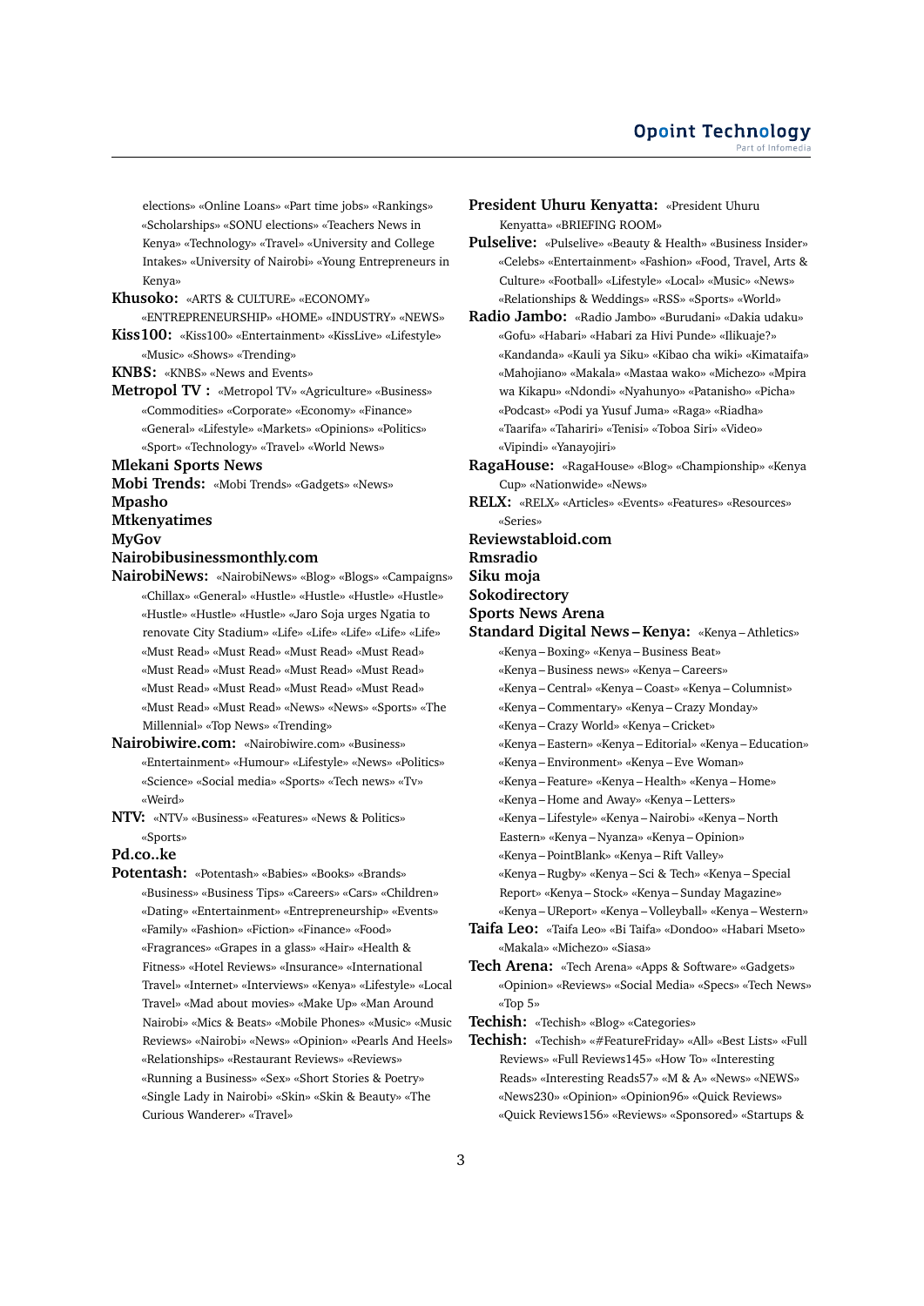elections» «Online Loans» «Part time jobs» «Rankings» «Scholarships» «SONU elections» «Teachers News in Kenya» «Technology» «Travel» «University and College Intakes» «University of Nairobi» «Young Entrepreneurs in Kenya»

**Khusoko:** «ARTS & CULTURE» «ECONOMY» «ENTREPRENEURSHIP» «HOME» «INDUSTRY» «NEWS»

**Kiss100:** «Kiss100» «Entertainment» «KissLive» «Lifestyle» «Music» «Shows» «Trending»

**KNBS:** «KNBS» «News and Events»

**Metropol TV :** «Metropol TV» «Agriculture» «Business» «Commodities» «Corporate» «Economy» «Finance» «General» «Lifestyle» «Markets» «Opinions» «Politics» «Sport» «Technology» «Travel» «World News»

**Mlekani Sports News**

**Mobi Trends:** «Mobi Trends» «Gadgets» «News»

**Mpasho**

**Mtkenyatimes**

**MyGov**

**Nairobibusinessmonthly.com**

**NairobiNews:** «NairobiNews» «Blog» «Blogs» «Campaigns» «Chillax» «General» «Hustle» «Hustle» «Hustle» «Hustle» «Hustle» «Hustle» «Hustle» «Jaro Soja urges Ngatia to renovate City Stadium» «Life» «Life» «Life» «Life» «Life» «Must Read» «Must Read» «Must Read» «Must Read» «Must Read» «Must Read» «Must Read» «Must Read» «Must Read» «Must Read» «Must Read» «Must Read» «Must Read» «Must Read» «News» «News» «Sports» «The Millennial» «Top News» «Trending»

**Nairobiwire.com:** «Nairobiwire.com» «Business» «Entertainment» «Humour» «Lifestyle» «News» «Politics» «Science» «Social media» «Sports» «Tech news» «Tv» «Weird»

**NTV:** «NTV» «Business» «Features» «News & Politics» «Sports»

**Pd.co..ke**

**Potentash:** «Potentash» «Babies» «Books» «Brands» «Business» «Business Tips» «Careers» «Cars» «Children» «Dating» «Entertainment» «Entrepreneurship» «Events» «Family» «Fashion» «Fiction» «Finance» «Food» «Fragrances» «Grapes in a glass» «Hair» «Health & Fitness» «Hotel Reviews» «Insurance» «International Travel» «Internet» «Interviews» «Kenya» «Lifestyle» «Local Travel» «Mad about movies» «Make Up» «Man Around Nairobi» «Mics & Beats» «Mobile Phones» «Music» «Music Reviews» «Nairobi» «News» «Opinion» «Pearls And Heels» «Relationships» «Restaurant Reviews» «Reviews» «Running a Business» «Sex» «Short Stories & Poetry» «Single Lady in Nairobi» «Skin» «Skin & Beauty» «The Curious Wanderer» «Travel»

**President Uhuru Kenyatta:** «President Uhuru Kenyatta» «BRIEFING ROOM»

**Pulselive:** «Pulselive» «Beauty & Health» «Business Insider» «Celebs» «Entertainment» «Fashion» «Food, Travel, Arts & Culture» «Football» «Lifestyle» «Local» «Music» «News» «Relationships & Weddings» «RSS» «Sports» «World»

**Radio Jambo:** «Radio Jambo» «Burudani» «Dakia udaku» «Gofu» «Habari» «Habari za Hivi Punde» «Ilikuaje?» «Kandanda» «Kauli ya Siku» «Kibao cha wiki» «Kimataifa» «Mahojiano» «Makala» «Mastaa wako» «Michezo» «Mpira wa Kikapu» «Ndondi» «Nyahunyo» «Patanisho» «Picha» «Podcast» «Podi ya Yusuf Juma» «Raga» «Riadha» «Taarifa» «Tahariri» «Tenisi» «Toboa Siri» «Video» «Vipindi» «Yanayojiri»

**RagaHouse:** «RagaHouse» «Blog» «Championship» «Kenya Cup» «Nationwide» «News»

**RELX:** «RELX» «Articles» «Events» «Features» «Resources» «Series»

**Reviewstabloid.com**

**Rmsradio**

**Siku moja**

**Sokodirectory**

**Sports News Arena**

**Standard Digital News – Kenya:** «Kenya – Athletics» «Kenya – Boxing» «Kenya – Business Beat» «Kenya – Business news» «Kenya – Careers» «Kenya – Central» «Kenya – Coast» «Kenya – Columnist» «Kenya – Commentary» «Kenya – Crazy Monday» «Kenya – Crazy World» «Kenya – Cricket» «Kenya – Eastern» «Kenya – Editorial» «Kenya – Education» «Kenya – Environment» «Kenya – Eve Woman» «Kenya – Feature» «Kenya – Health» «Kenya – Home» «Kenya – Home and Away» «Kenya – Letters» «Kenya – Lifestyle» «Kenya – Nairobi» «Kenya – North Eastern» «Kenya – Nyanza» «Kenya – Opinion» «Kenya – PointBlank» «Kenya – Rift Valley» «Kenya – Rugby» «Kenya – Sci & Tech» «Kenya – Special Report» «Kenya – Stock» «Kenya – Sunday Magazine» «Kenya – UReport» «Kenya – Volleyball» «Kenya – Western»

**Taifa Leo:** «Taifa Leo» «Bi Taifa» «Dondoo» «Habari Mseto» «Makala» «Michezo» «Siasa»

**Tech Arena:** «Tech Arena» «Apps & Software» «Gadgets» «Opinion» «Reviews» «Social Media» «Specs» «Tech News» «Top 5»

**Techish:** «Techish» «Blog» «Categories»

**Techish:** «Techish» «#FeatureFriday» «All» «Best Lists» «Full Reviews» «Full Reviews145» «How To» «Interesting Reads» «Interesting Reads57» «M & A» «News» «NEWS» «News230» «Opinion» «Opinion96» «Quick Reviews» «Quick Reviews156» «Reviews» «Sponsored» «Startups &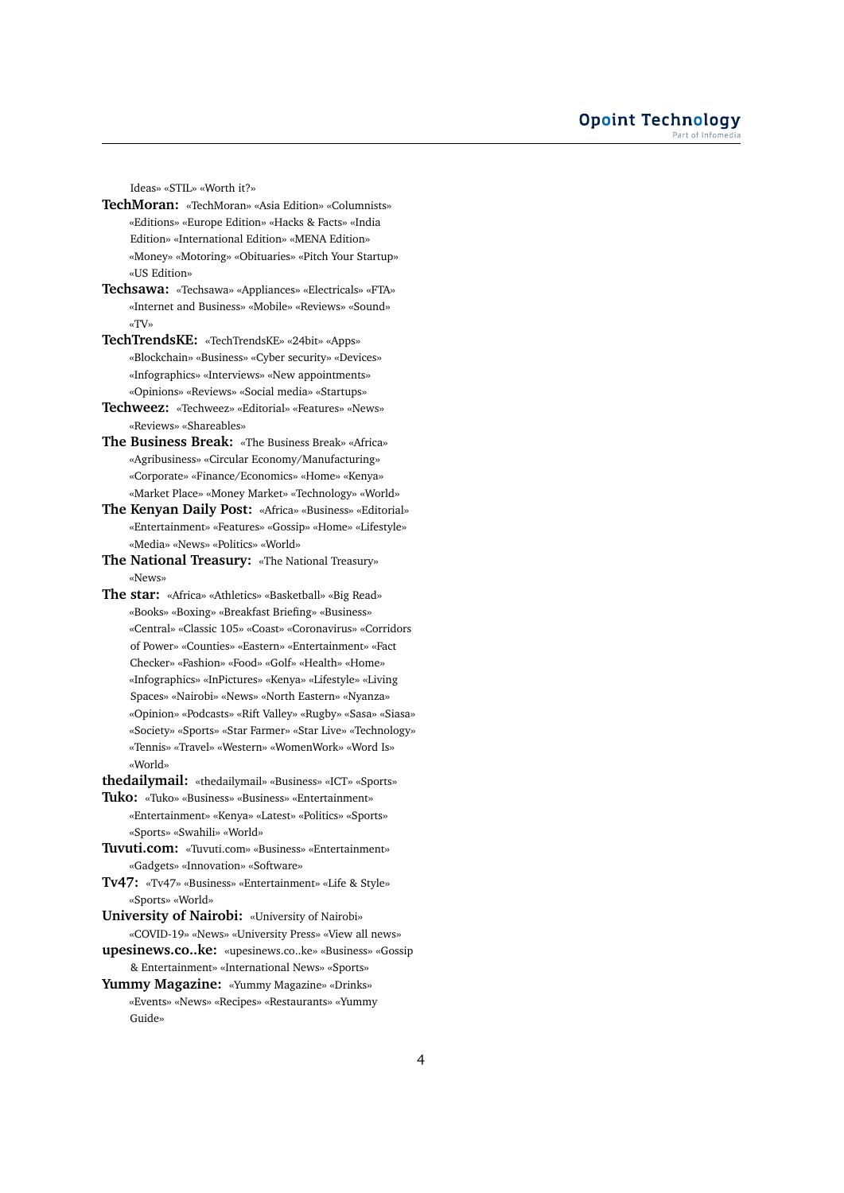Ideas» «STIL» «Worth it?»

**TechMoran:** «TechMoran» «Asia Edition» «Columnists» «Editions» «Europe Edition» «Hacks & Facts» «India Edition» «International Edition» «MENA Edition» «Money» «Motoring» «Obituaries» «Pitch Your Startup» «US Edition»

**Techsawa:** «Techsawa» «Appliances» «Electricals» «FTA» «Internet and Business» «Mobile» «Reviews» «Sound» «TV»

**TechTrendsKE:** «TechTrendsKE» «24bit» «Apps» «Blockchain» «Business» «Cyber security» «Devices» «Infographics» «Interviews» «New appointments» «Opinions» «Reviews» «Social media» «Startups»

**Techweez:** «Techweez» «Editorial» «Features» «News» «Reviews» «Shareables»

**The Business Break:** «The Business Break» «Africa» «Agribusiness» «Circular Economy/Manufacturing» «Corporate» «Finance/Economics» «Home» «Kenya» «Market Place» «Money Market» «Technology» «World»

**The Kenyan Daily Post:** «Africa» «Business» «Editorial» «Entertainment» «Features» «Gossip» «Home» «Lifestyle» «Media» «News» «Politics» «World»

**The National Treasury:** «The National Treasury» «News»

**The star:** «Africa» «Athletics» «Basketball» «Big Read» «Books» «Boxing» «Breakfast Briefing» «Business» «Central» «Classic 105» «Coast» «Coronavirus» «Corridors of Power» «Counties» «Eastern» «Entertainment» «Fact Checker» «Fashion» «Food» «Golf» «Health» «Home» «Infographics» «InPictures» «Kenya» «Lifestyle» «Living Spaces» «Nairobi» «News» «North Eastern» «Nyanza» «Opinion» «Podcasts» «Rift Valley» «Rugby» «Sasa» «Siasa» «Society» «Sports» «Star Farmer» «Star Live» «Technology» «Tennis» «Travel» «Western» «WomenWork» «Word Is» «World»

**thedailymail:** «thedailymail» «Business» «ICT» «Sports»

**Tuko:** «Tuko» «Business» «Business» «Entertainment» «Entertainment» «Kenya» «Latest» «Politics» «Sports» «Sports» «Swahili» «World»

**Tuvuti.com:** «Tuvuti.com» «Business» «Entertainment» «Gadgets» «Innovation» «Software»

**Tv47:** «Tv47» «Business» «Entertainment» «Life & Style» «Sports» «World»

**University of Nairobi:** «University of Nairobi» «COVID-19» «News» «University Press» «View all news»

**upesinews.co..ke:** «upesinews.co..ke» «Business» «Gossip & Entertainment» «International News» «Sports»

**Yummy Magazine:** «Yummy Magazine» «Drinks» «Events» «News» «Recipes» «Restaurants» «Yummy Guide»